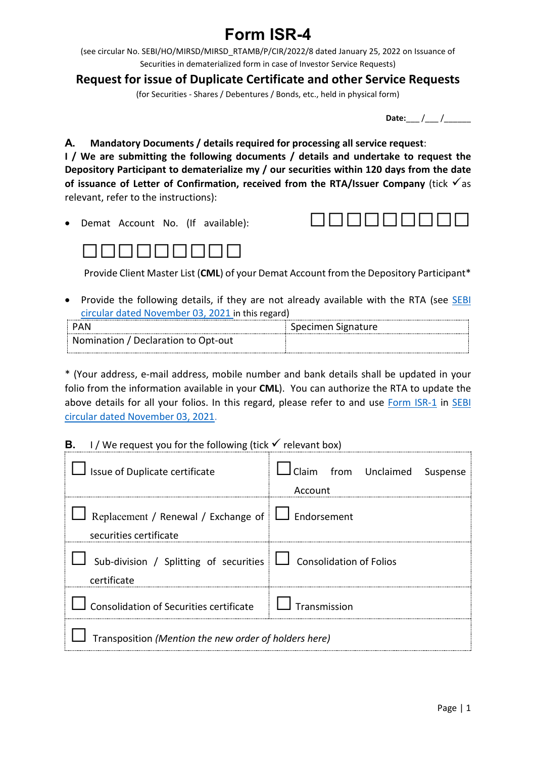# Form ISR-4

(see circular No. SEBI/HO/MIRSD/MIRSD_RTAMB/P/CIR/2022/8 dated January 25, 2022 on Issuance of Securities in dematerialized form in case of Investor Service Requests)

## Request for issue of Duplicate Certificate and other Service Requests

(for Securities - Shares / Debentures / Bonds, etc., held in physical form)

**Date:**___ /___ /______

**A. Mandatory Documents / details required for processing all service request**:

**I / We are submitting the following documents / details and undertake to request the Depository Participant to dematerialize my / our securities within 120 days from the date of issuance of Letter of Confirmation, received from the RTA/Issuer Company** (tick ✓ as relevant, refer to the instructions):

- Demat Account No. (If available): ☐☐☐☐☐☐☐☐☐ ☐☐☐☐☐☐☐☐☐

  Provide Client Master List (**CML**) of your Demat Account from the Depository Participant*

- Provide the following details, if they are not already available with the RTA (see SEBI circular dated November 03, 2021 in this regard)

| PAN | Specimen Signature |
|---|---|
| Nomination / Declaration to Opt-out | |

* (Your address, e-mail address, mobile number and bank details shall be updated in your folio from the information available in your **CML**). You can authorize the RTA to update the above details for all your folios. In this regard, please refer to and use Form ISR-1 in SEBI circular dated November 03, 2021.

**B.** I / We request you for the following (tick ✓ relevant box)

| | |
|---|---|
| ☐ Issue of Duplicate certificate | ☐ Claim from Unclaimed Suspense Account |
| ☐ Replacement / Renewal / Exchange of securities certificate | ☐ Endorsement |
| ☐ Sub-division / Splitting of securities certificate | ☐ Consolidation of Folios |
| ☐ Consolidation of Securities certificate | ☐ Transmission |
| ☐ Transposition *(Mention the new order of holders here)* | |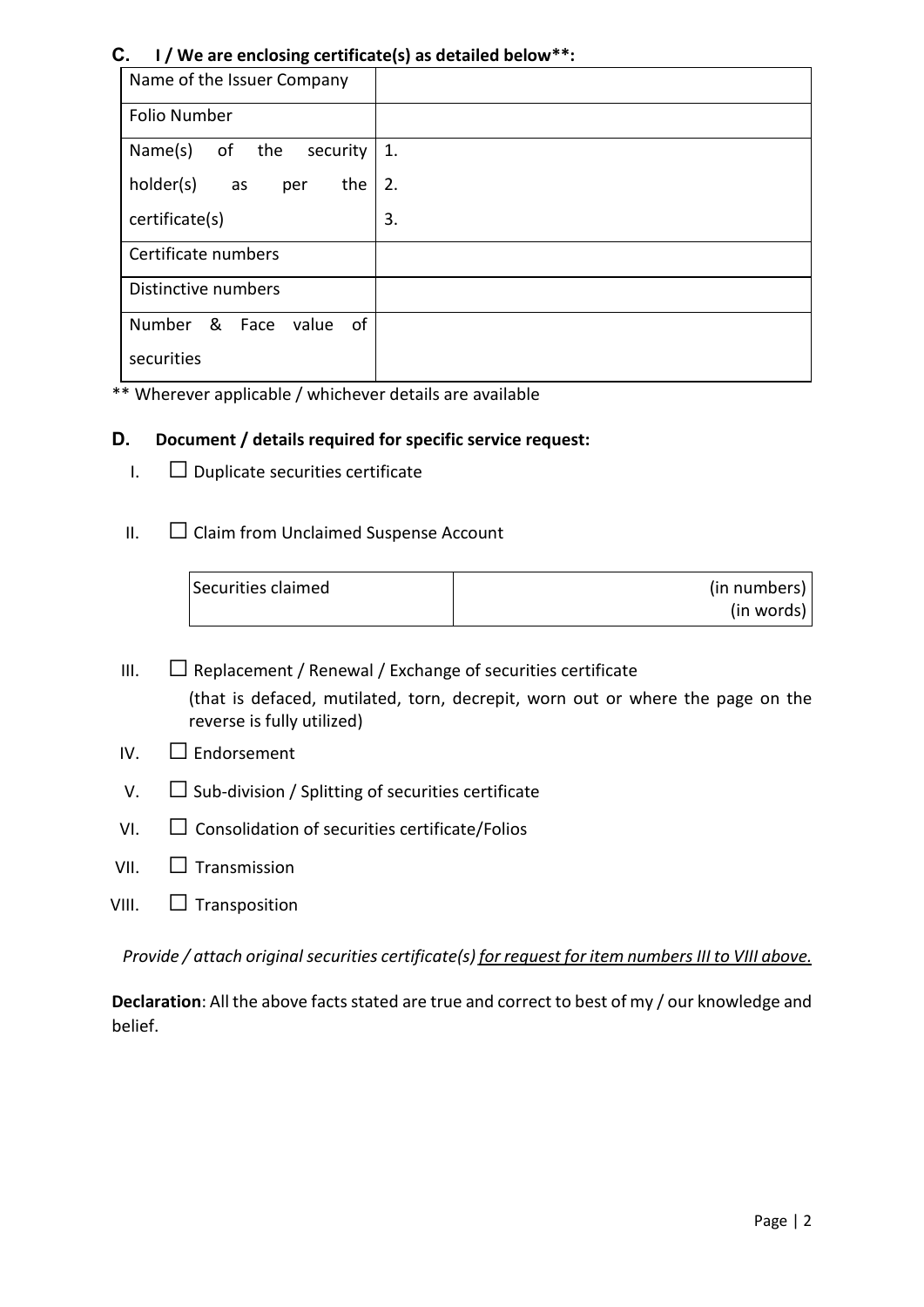## C. I / We are enclosing certificate(s) as detailed below**:

| | |
|---|---|
| Name of the Issuer Company | |
| Folio Number | |
| Name(s) of the security holder(s) as per the certificate(s) | 1.<br>2.<br>3. |
| Certificate numbers | |
| Distinctive numbers | |
| Number & Face value of securities | |

** Wherever applicable / whichever details are available

## D. Document / details required for specific service request:

I. ☐ Duplicate securities certificate

II. ☐ Claim from Unclaimed Suspense Account

| | |
|---|---|
| Securities claimed | (in numbers)<br>(in words) |

III. ☐ Replacement / Renewal / Exchange of securities certificate
(that is defaced, mutilated, torn, decrepit, worn out or where the page on the reverse is fully utilized)

IV. ☐ Endorsement

V. ☐ Sub-division / Splitting of securities certificate

VI. ☐ Consolidation of securities certificate/Folios

VII. ☐ Transmission

VIII. ☐ Transposition

*Provide / attach original securities certificate(s) <u>for request for item numbers III to VIII above.</u>*

**Declaration**: All the above facts stated are true and correct to best of my / our knowledge and belief.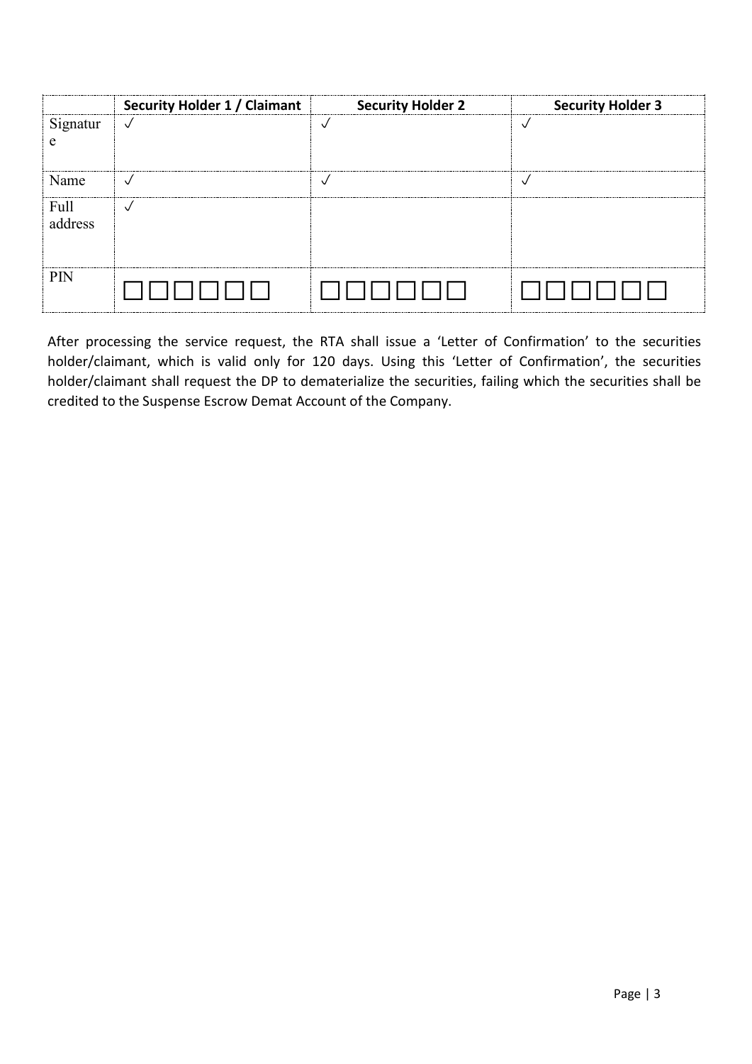| | Security Holder 1 / Claimant | Security Holder 2 | Security Holder 3 |
|---|---|---|---|
| Signature | ✓ | ✓ | ✓ |
| Name | ✓ | ✓ | ✓ |
| Full address | ✓ | | |
| PIN | □□□□□□ | □□□□□□ | □□□□□□ |

After processing the service request, the RTA shall issue a 'Letter of Confirmation' to the securities holder/claimant, which is valid only for 120 days. Using this 'Letter of Confirmation', the securities holder/claimant shall request the DP to dematerialize the securities, failing which the securities shall be credited to the Suspense Escrow Demat Account of the Company.